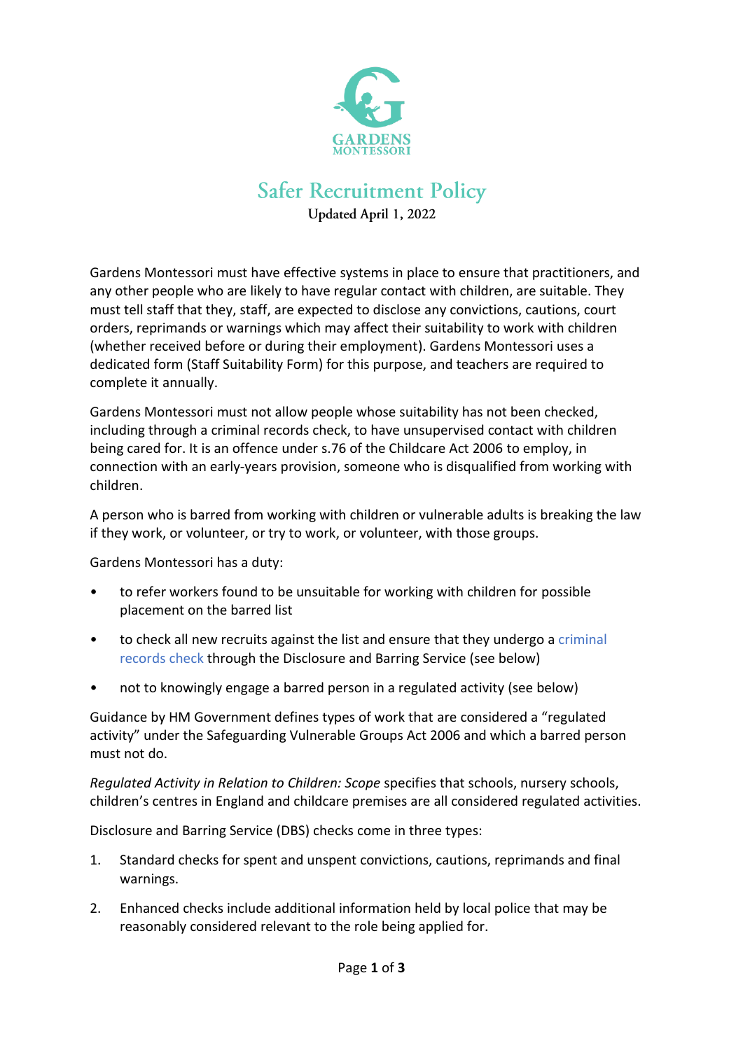GARDENS MONTESSORI

# Safer Recruitment Policy

**Updated April 1, 2022**

Gardens Montessori must have effective systems in place to ensure that practitioners, and any other people who are likely to have regular contact with children, are suitable. They must tell staff that they, staff, are expected to disclose any convictions, cautions, court orders, reprimands or warnings which may affect their suitability to work with children (whether received before or during their employment). Gardens Montessori uses a dedicated form (Staff Suitability Form) for this purpose, and teachers are required to complete it annually.

Gardens Montessori must not allow people whose suitability has not been checked, including through a criminal records check, to have unsupervised contact with children being cared for. It is an offence under s.76 of the Childcare Act 2006 to employ, in connection with an early-years provision, someone who is disqualified from working with children.

A person who is barred from working with children or vulnerable adults is breaking the law if they work, or volunteer, or try to work, or volunteer, with those groups.

Gardens Montessori has a duty:

- to refer workers found to be unsuitable for working with children for possible placement on the barred list
- to check all new recruits against the list and ensure that they undergo a criminal records check through the Disclosure and Barring Service (see below)
- not to knowingly engage a barred person in a regulated activity (see below)

Guidance by HM Government defines types of work that are considered a "regulated activity" under the Safeguarding Vulnerable Groups Act 2006 and which a barred person must not do.

*Regulated Activity in Relation to Children: Scope* specifies that schools, nursery schools, children's centres in England and childcare premises are all considered regulated activities.

Disclosure and Barring Service (DBS) checks come in three types:

1. Standard checks for spent and unspent convictions, cautions, reprimands and final warnings.
2. Enhanced checks include additional information held by local police that may be reasonably considered relevant to the role being applied for.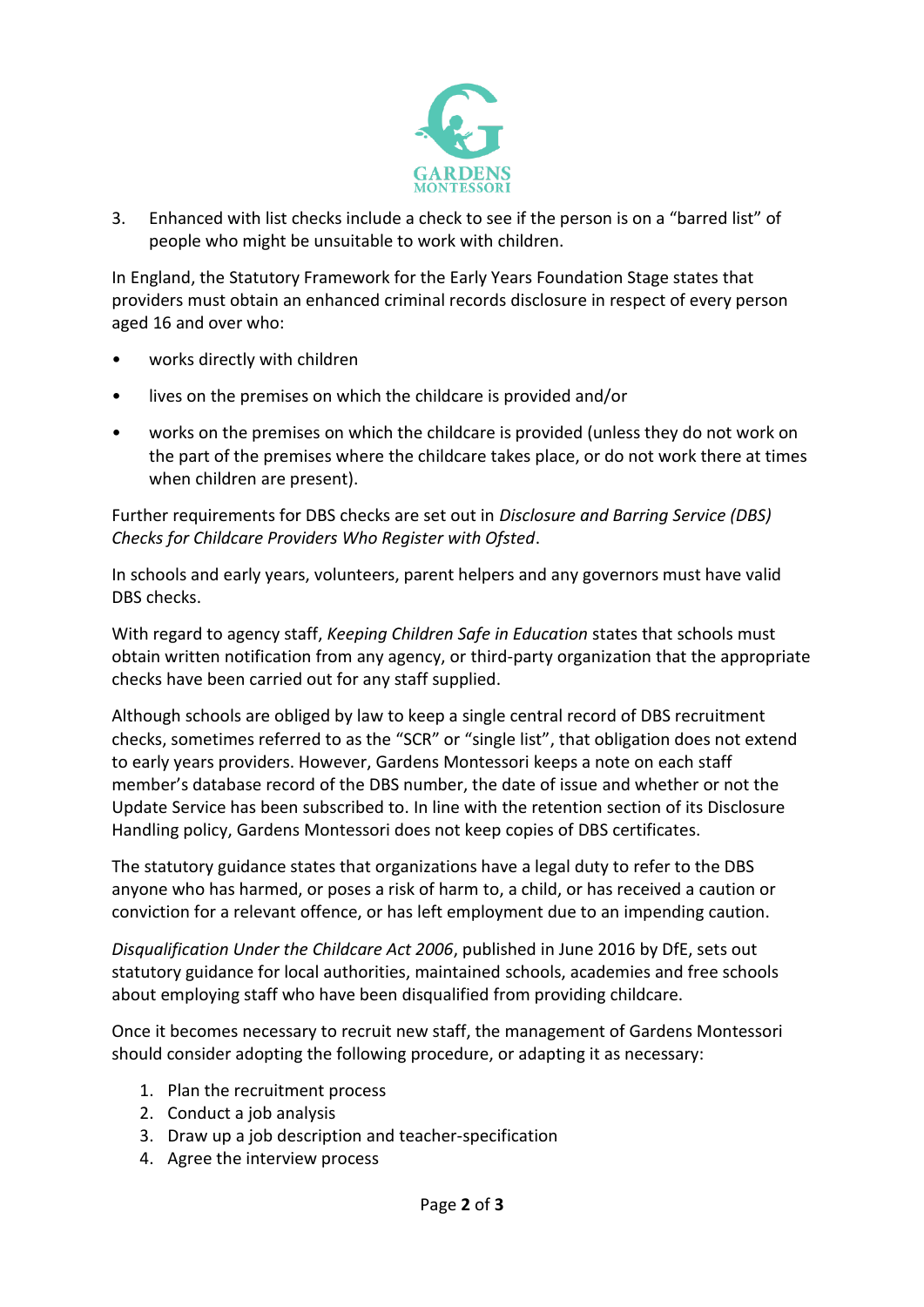3. Enhanced with list checks include a check to see if the person is on a "barred list" of people who might be unsuitable to work with children.

In England, the Statutory Framework for the Early Years Foundation Stage states that providers must obtain an enhanced criminal records disclosure in respect of every person aged 16 and over who:

- works directly with children
- lives on the premises on which the childcare is provided and/or
- works on the premises on which the childcare is provided (unless they do not work on the part of the premises where the childcare takes place, or do not work there at times when children are present).

Further requirements for DBS checks are set out in *Disclosure and Barring Service (DBS) Checks for Childcare Providers Who Register with Ofsted*.

In schools and early years, volunteers, parent helpers and any governors must have valid DBS checks.

With regard to agency staff, *Keeping Children Safe in Education* states that schools must obtain written notification from any agency, or third-party organization that the appropriate checks have been carried out for any staff supplied.

Although schools are obliged by law to keep a single central record of DBS recruitment checks, sometimes referred to as the "SCR" or "single list", that obligation does not extend to early years providers. However, Gardens Montessori keeps a note on each staff member's database record of the DBS number, the date of issue and whether or not the Update Service has been subscribed to. In line with the retention section of its Disclosure Handling policy, Gardens Montessori does not keep copies of DBS certificates.

The statutory guidance states that organizations have a legal duty to refer to the DBS anyone who has harmed, or poses a risk of harm to, a child, or has received a caution or conviction for a relevant offence, or has left employment due to an impending caution.

*Disqualification Under the Childcare Act 2006*, published in June 2016 by DfE, sets out statutory guidance for local authorities, maintained schools, academies and free schools about employing staff who have been disqualified from providing childcare.

Once it becomes necessary to recruit new staff, the management of Gardens Montessori should consider adopting the following procedure, or adapting it as necessary:

1. Plan the recruitment process
2. Conduct a job analysis
3. Draw up a job description and teacher-specification
4. Agree the interview process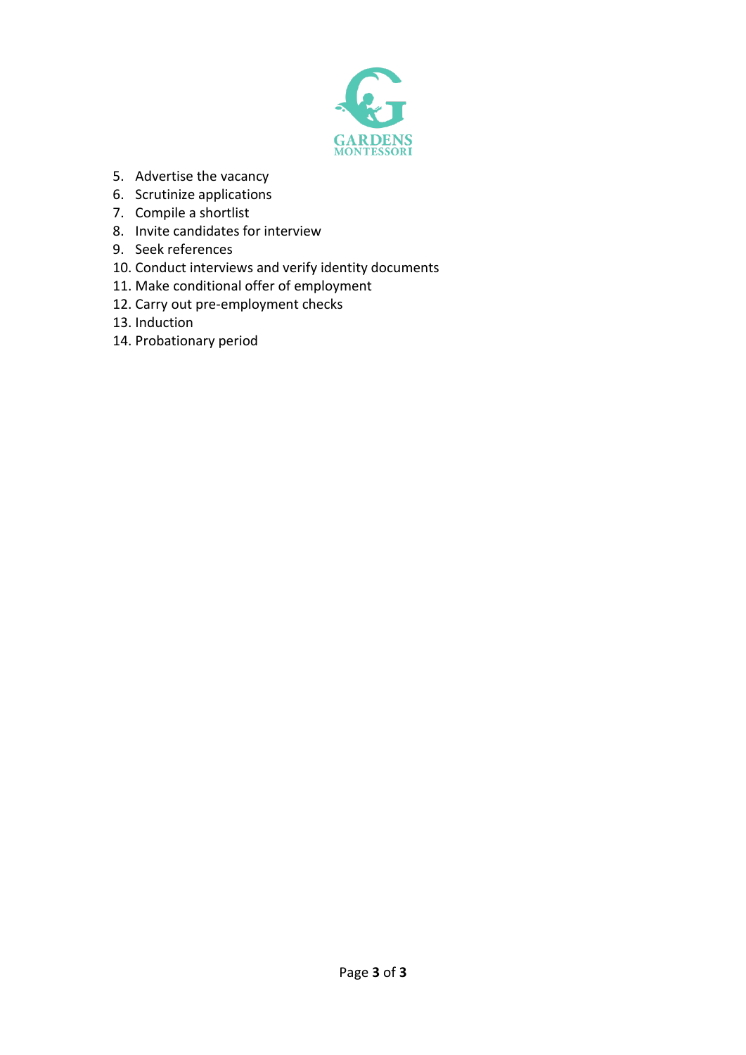5. Advertise the vacancy
6. Scrutinize applications
7. Compile a shortlist
8. Invite candidates for interview
9. Seek references
10. Conduct interviews and verify identity documents
11. Make conditional offer of employment
12. Carry out pre-employment checks
13. Induction
14. Probationary period